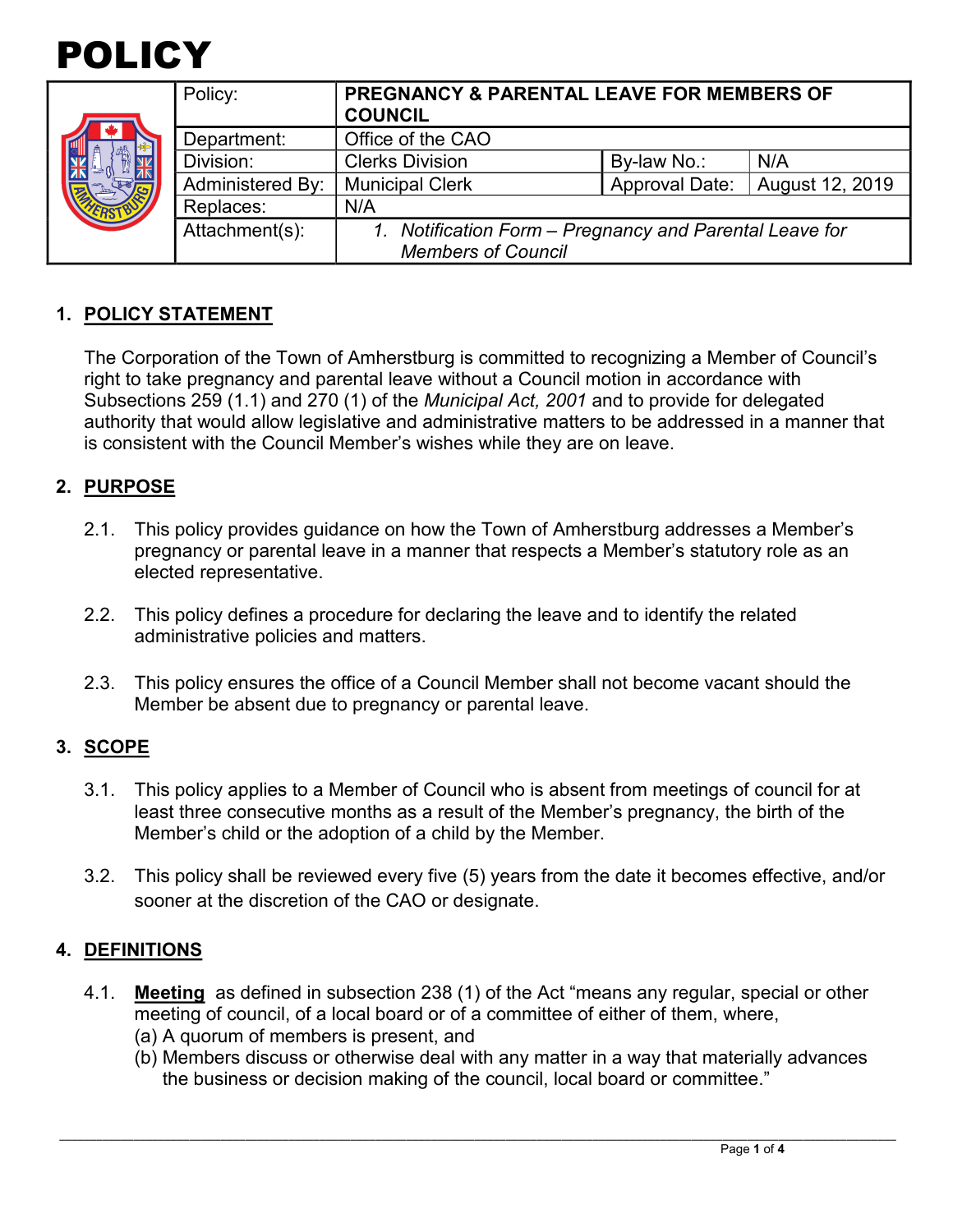# POLICY

| Policy: | **PREGNANCY & PARENTAL LEAVE FOR MEMBERS OF COUNCIL** | | |
|---|---|---|---|
| Department: | Office of the CAO | | |
| Division: | Clerks Division | By-law No.: | N/A |
| Administered By: | Municipal Clerk | Approval Date: | August 12, 2019 |
| Replaces: | N/A | | |
| Attachment(s): | 1. *Notification Form – Pregnancy and Parental Leave for Members of Council* | | |

## 1. POLICY STATEMENT

The Corporation of the Town of Amherstburg is committed to recognizing a Member of Council's right to take pregnancy and parental leave without a Council motion in accordance with Subsections 259 (1.1) and 270 (1) of the *Municipal Act, 2001* and to provide for delegated authority that would allow legislative and administrative matters to be addressed in a manner that is consistent with the Council Member's wishes while they are on leave.

## 2. PURPOSE

2.1. This policy provides guidance on how the Town of Amherstburg addresses a Member's pregnancy or parental leave in a manner that respects a Member's statutory role as an elected representative.

2.2. This policy defines a procedure for declaring the leave and to identify the related administrative policies and matters.

2.3. This policy ensures the office of a Council Member shall not become vacant should the Member be absent due to pregnancy or parental leave.

## 3. SCOPE

3.1. This policy applies to a Member of Council who is absent from meetings of council for at least three consecutive months as a result of the Member's pregnancy, the birth of the Member's child or the adoption of a child by the Member.

3.2. This policy shall be reviewed every five (5) years from the date it becomes effective, and/or sooner at the discretion of the CAO or designate.

## 4. DEFINITIONS

4.1. **Meeting** as defined in subsection 238 (1) of the Act "means any regular, special or other meeting of council, of a local board or of a committee of either of them, where,
(a) A quorum of members is present, and
(b) Members discuss or otherwise deal with any matter in a way that materially advances the business or decision making of the council, local board or committee."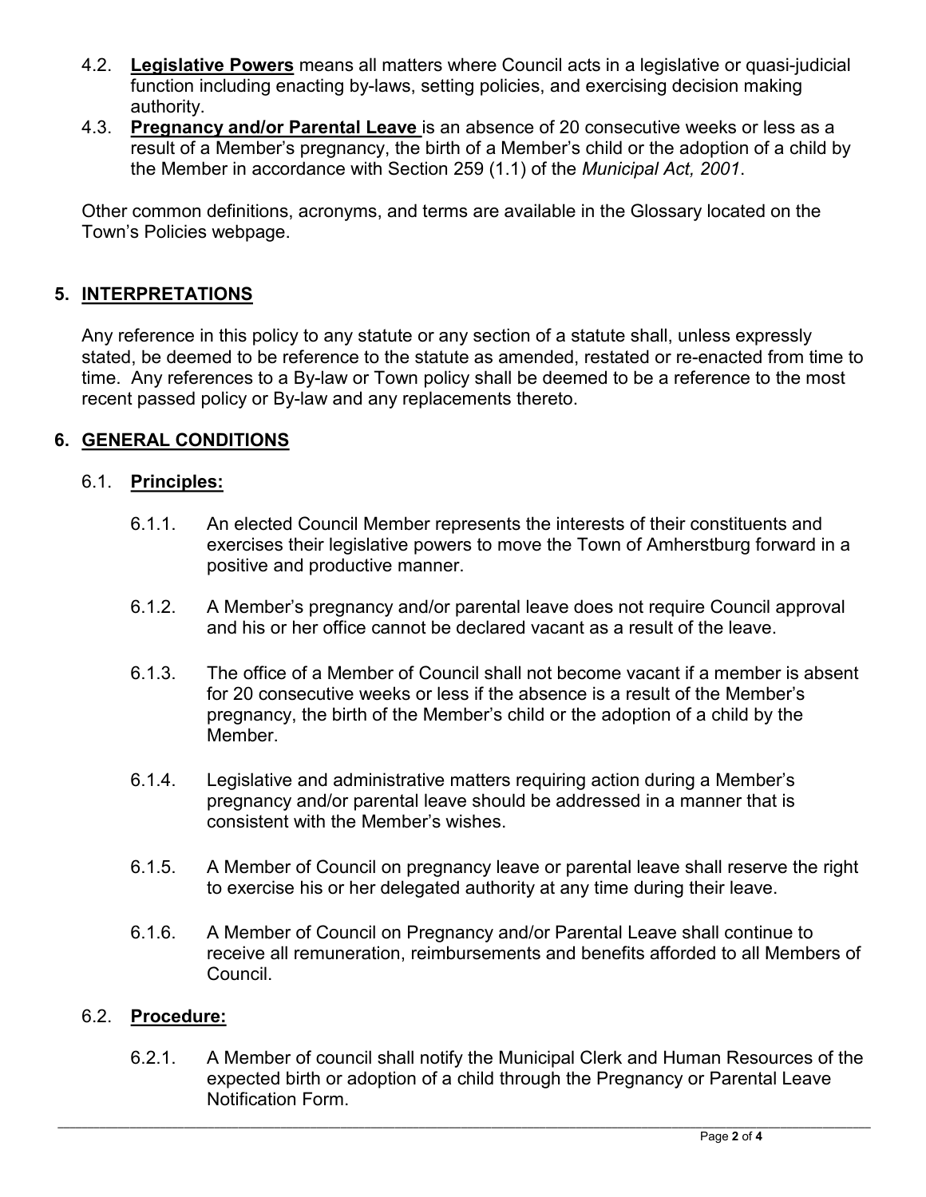4.2. **Legislative Powers** means all matters where Council acts in a legislative or quasi-judicial function including enacting by-laws, setting policies, and exercising decision making authority.

4.3. **Pregnancy and/or Parental Leave** is an absence of 20 consecutive weeks or less as a result of a Member's pregnancy, the birth of a Member's child or the adoption of a child by the Member in accordance with Section 259 (1.1) of the *Municipal Act, 2001*.

Other common definitions, acronyms, and terms are available in the Glossary located on the Town's Policies webpage.

## 5. INTERPRETATIONS

Any reference in this policy to any statute or any section of a statute shall, unless expressly stated, be deemed to be reference to the statute as amended, restated or re-enacted from time to time. Any references to a By-law or Town policy shall be deemed to be a reference to the most recent passed policy or By-law and any replacements thereto.

## 6. GENERAL CONDITIONS

### 6.1. Principles:

6.1.1. An elected Council Member represents the interests of their constituents and exercises their legislative powers to move the Town of Amherstburg forward in a positive and productive manner.

6.1.2. A Member's pregnancy and/or parental leave does not require Council approval and his or her office cannot be declared vacant as a result of the leave.

6.1.3. The office of a Member of Council shall not become vacant if a member is absent for 20 consecutive weeks or less if the absence is a result of the Member's pregnancy, the birth of the Member's child or the adoption of a child by the Member.

6.1.4. Legislative and administrative matters requiring action during a Member's pregnancy and/or parental leave should be addressed in a manner that is consistent with the Member's wishes.

6.1.5. A Member of Council on pregnancy leave or parental leave shall reserve the right to exercise his or her delegated authority at any time during their leave.

6.1.6. A Member of Council on Pregnancy and/or Parental Leave shall continue to receive all remuneration, reimbursements and benefits afforded to all Members of Council.

### 6.2. Procedure:

6.2.1. A Member of council shall notify the Municipal Clerk and Human Resources of the expected birth or adoption of a child through the Pregnancy or Parental Leave Notification Form.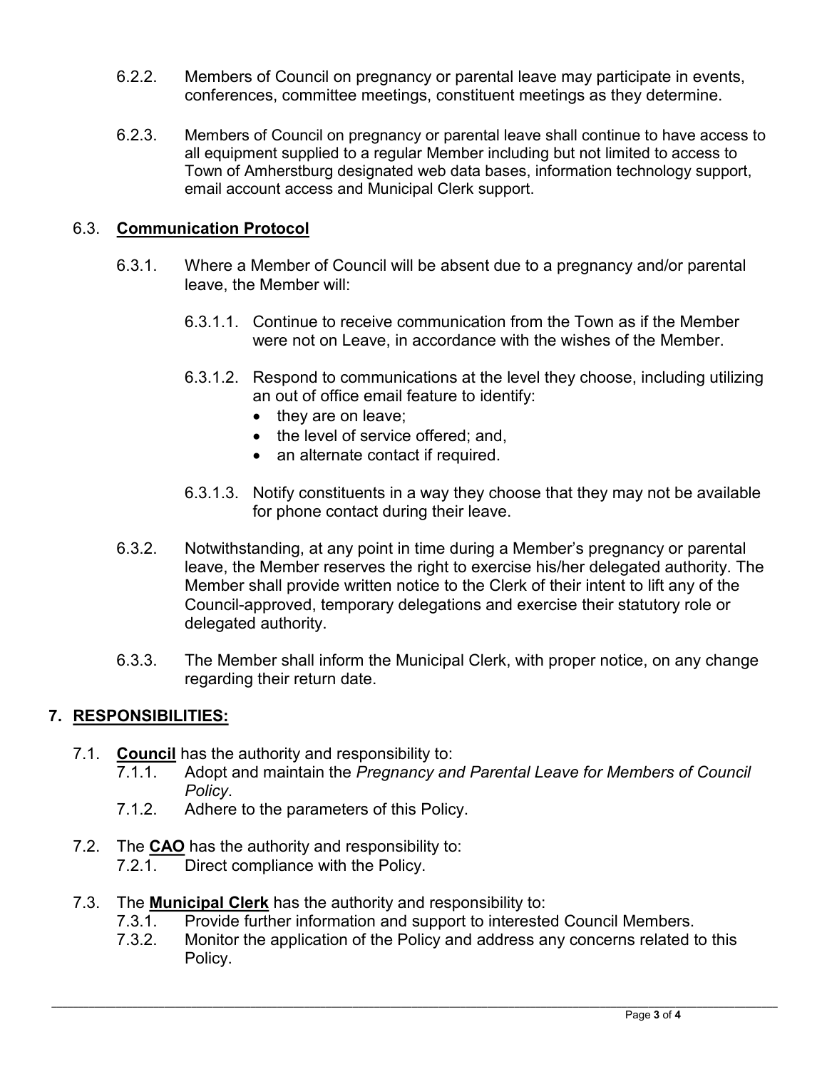6.2.2. Members of Council on pregnancy or parental leave may participate in events, conferences, committee meetings, constituent meetings as they determine.

6.2.3. Members of Council on pregnancy or parental leave shall continue to have access to all equipment supplied to a regular Member including but not limited to access to Town of Amherstburg designated web data bases, information technology support, email account access and Municipal Clerk support.

### 6.3. **Communication Protocol**

6.3.1. Where a Member of Council will be absent due to a pregnancy and/or parental leave, the Member will:

6.3.1.1. Continue to receive communication from the Town as if the Member were not on Leave, in accordance with the wishes of the Member.

6.3.1.2. Respond to communications at the level they choose, including utilizing an out of office email feature to identify:

- they are on leave;
- the level of service offered; and,
- an alternate contact if required.

6.3.1.3. Notify constituents in a way they choose that they may not be available for phone contact during their leave.

6.3.2. Notwithstanding, at any point in time during a Member's pregnancy or parental leave, the Member reserves the right to exercise his/her delegated authority. The Member shall provide written notice to the Clerk of their intent to lift any of the Council-approved, temporary delegations and exercise their statutory role or delegated authority.

6.3.3. The Member shall inform the Municipal Clerk, with proper notice, on any change regarding their return date.

## 7. **RESPONSIBILITIES:**

7.1. **Council** has the authority and responsibility to:

7.1.1. Adopt and maintain the *Pregnancy and Parental Leave for Members of Council Policy*.

7.1.2. Adhere to the parameters of this Policy.

7.2. The **CAO** has the authority and responsibility to:

7.2.1. Direct compliance with the Policy.

7.3. The **Municipal Clerk** has the authority and responsibility to:

7.3.1. Provide further information and support to interested Council Members.

7.3.2. Monitor the application of the Policy and address any concerns related to this Policy.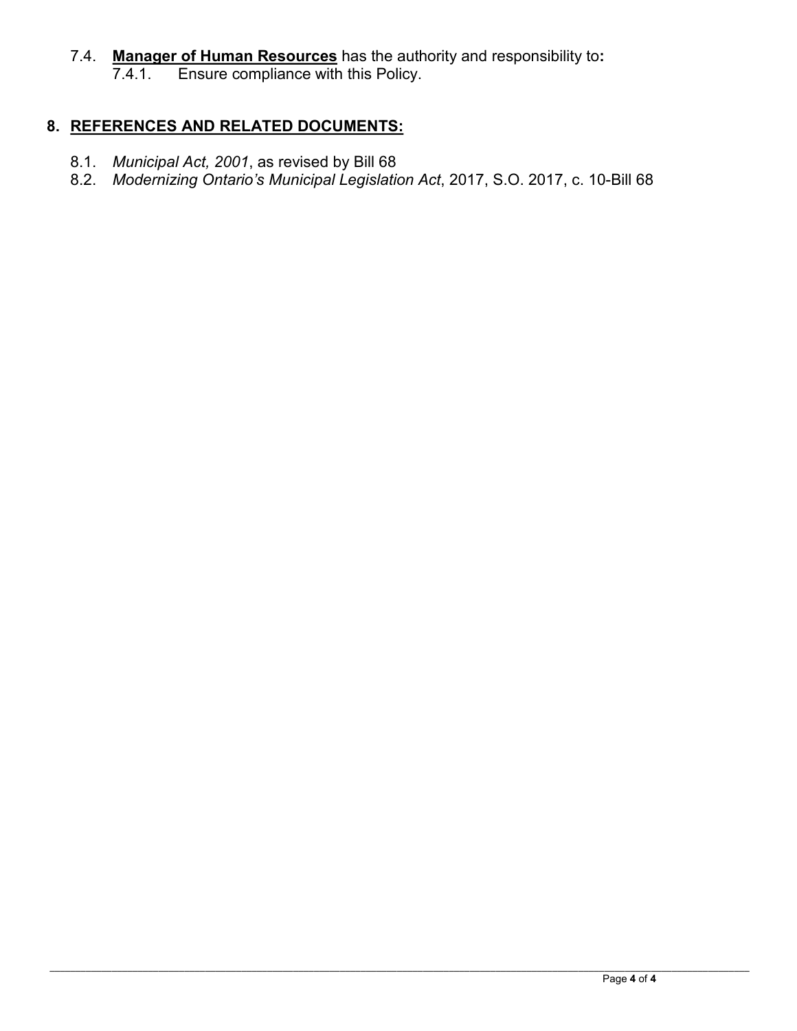7.4. **Manager of Human Resources** has the authority and responsibility to**:**

7.4.1. Ensure compliance with this Policy.

## 8. REFERENCES AND RELATED DOCUMENTS:

8.1. *Municipal Act, 2001*, as revised by Bill 68

8.2. *Modernizing Ontario's Municipal Legislation Act*, 2017, S.O. 2017, c. 10-Bill 68